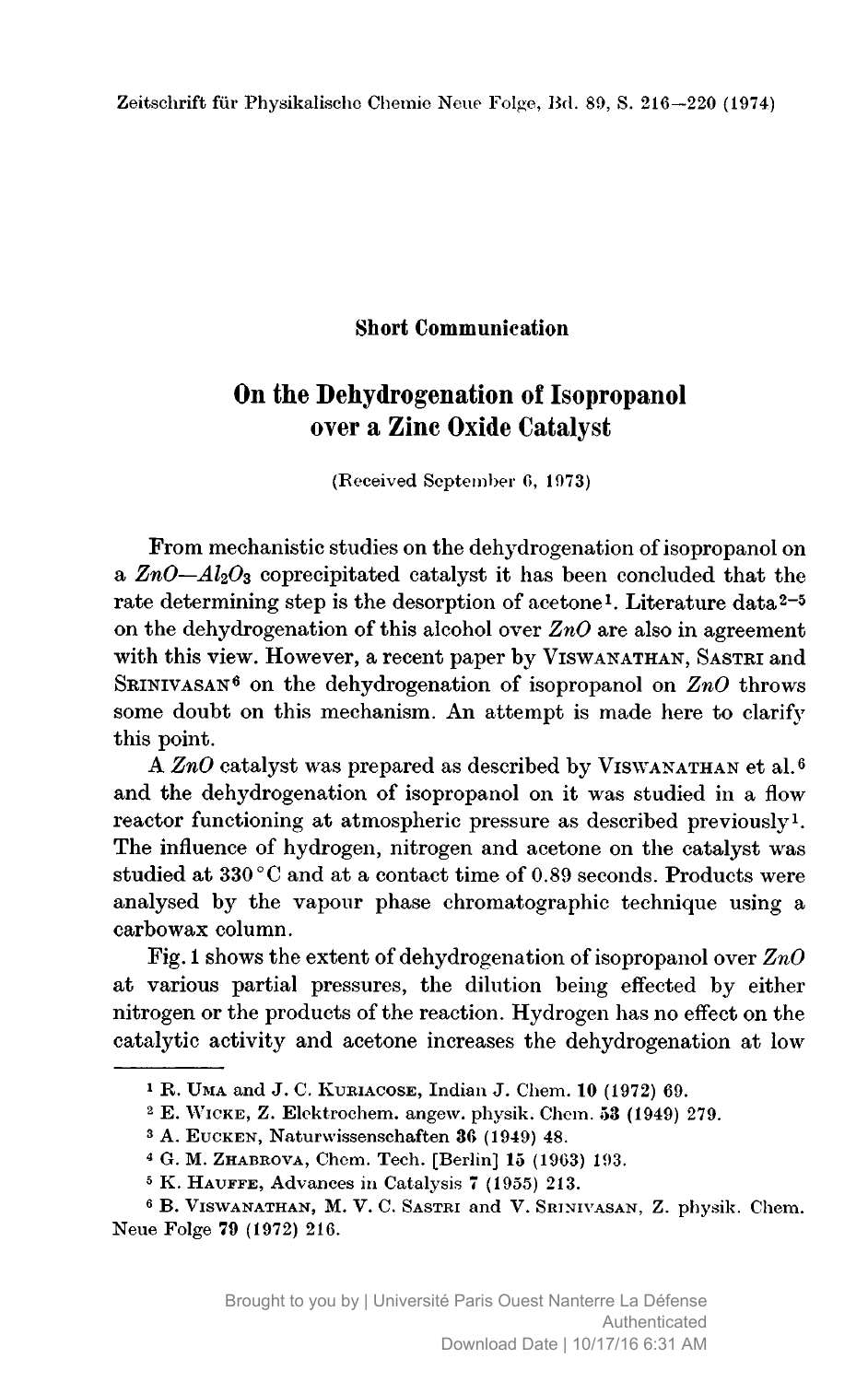Zeitschrift für Physikalische Chemie Neue Folge, Bd. 89, S. 216–220 (1974)

**Short Communication**

# On the Dehydrogenation of Isopropanol over a Zinc Oxide Catalyst

(Received September 6, 1973)

From mechanistic studies on the dehydrogenation of isopropanol on a *ZnO—$Al_2O_3$* coprecipitated catalyst it has been concluded that the rate determining step is the desorption of acetone[1]. Literature data[2–5] on the dehydrogenation of this alcohol over *ZnO* are also in agreement with this view. However, a recent paper by VISWANATHAN, SASTRI and SRINIVASAN[6] on the dehydrogenation of isopropanol on *ZnO* throws some doubt on this mechanism. An attempt is made here to clarify this point.

A *ZnO* catalyst was prepared as described by VISWANATHAN et al.[6] and the dehydrogenation of isopropanol on it was studied in a flow reactor functioning at atmospheric pressure as described previously[1]. The influence of hydrogen, nitrogen and acetone on the catalyst was studied at 330 °C and at a contact time of 0.89 seconds. Products were analysed by the vapour phase chromatographic technique using a carbowax column.

Fig. 1 shows the extent of dehydrogenation of isopropanol over *ZnO* at various partial pressures, the dilution being effected by either nitrogen or the products of the reaction. Hydrogen has no effect on the catalytic activity and acetone increases the dehydrogenation at low

---

[1] R. UMA and J. C. KURIACOSE, Indian J. Chem. **10** (1972) 69.

[2] E. WICKE, Z. Elektrochem. angew. physik. Chem. **53** (1949) 279.

[3] A. EUCKEN, Naturwissenschaften **36** (1949) 48.

[4] G. M. ZHABROVA, Chem. Tech. [Berlin] **15** (1963) 193.

[5] K. HAUFFE, Advances in Catalysis **7** (1955) 213.

[6] B. VISWANATHAN, M. V. C. SASTRI and V. SRINIVASAN, Z. physik. Chem. Neue Folge **79** (1972) 216.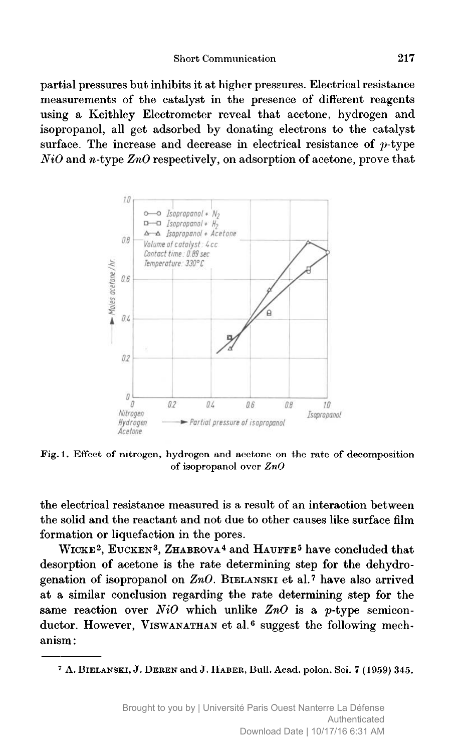partial pressures but inhibits it at higher pressures. Electrical resistance measurements of the catalyst in the presence of different reagents using a Keithley Electrometer reveal that acetone, hydrogen and isopropanol, all get adsorbed by donating electrons to the catalyst surface. The increase and decrease in electrical resistance of $p$-type $NiO$ and $n$-type $ZnO$ respectively, on adsorption of acetone, prove that

Fig. 1. Effect of nitrogen, hydrogen and acetone on the rate of decomposition of isopropanol over $ZnO$

the electrical resistance measured is a result of an interaction between the solid and the reactant and not due to other causes like surface film formation or liquefaction in the pores.

Wicke[2], Eucken[3], Zhabrova[4] and Hauffe[5] have concluded that desorption of acetone is the rate determining step for the dehydrogenation of isopropanol on $ZnO$. Bielanski et al.[7] have also arrived at a similar conclusion regarding the rate determining step for the same reaction over $NiO$ which unlike $ZnO$ is a $p$-type semiconductor. However, Viswanathan et al.[6] suggest the following mechanism:

---

[7] A. Bielanski, J. Deren and J. Haber, Bull. Acad. polon. Sci. **7** (1959) 345.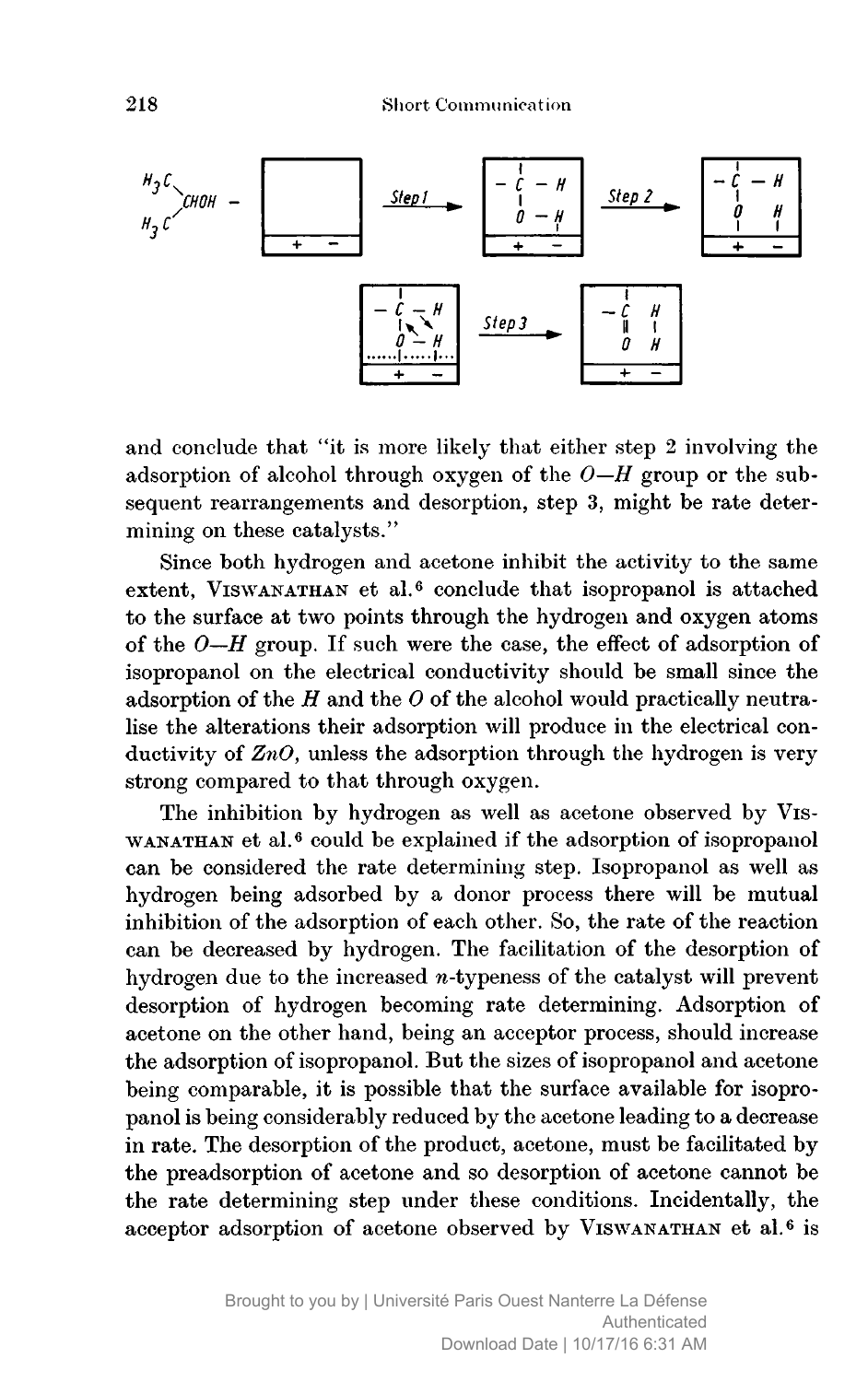and conclude that "it is more likely that either step 2 involving the adsorption of alcohol through oxygen of the *O—H* group or the subsequent rearrangements and desorption, step 3, might be rate determining on these catalysts."

Since both hydrogen and acetone inhibit the activity to the same extent, VISWANATHAN et al.[6] conclude that isopropanol is attached to the surface at two points through the hydrogen and oxygen atoms of the *O—H* group. If such were the case, the effect of adsorption of isopropanol on the electrical conductivity should be small since the adsorption of the *H* and the *O* of the alcohol would practically neutralise the alterations their adsorption will produce in the electrical conductivity of *ZnO*, unless the adsorption through the hydrogen is very strong compared to that through oxygen.

The inhibition by hydrogen as well as acetone observed by VISWANATHAN et al.[6] could be explained if the adsorption of isopropanol can be considered the rate determining step. Isopropanol as well as hydrogen being adsorbed by a donor process there will be mutual inhibition of the adsorption of each other. So, the rate of the reaction can be decreased by hydrogen. The facilitation of the desorption of hydrogen due to the increased *n*-typeness of the catalyst will prevent desorption of hydrogen becoming rate determining. Adsorption of acetone on the other hand, being an acceptor process, should increase the adsorption of isopropanol. But the sizes of isopropanol and acetone being comparable, it is possible that the surface available for isopropanol is being considerably reduced by the acetone leading to a decrease in rate. The desorption of the product, acetone, must be facilitated by the preadsorption of acetone and so desorption of acetone cannot be the rate determining step under these conditions. Incidentally, the acceptor adsorption of acetone observed by VISWANATHAN et al.[6] is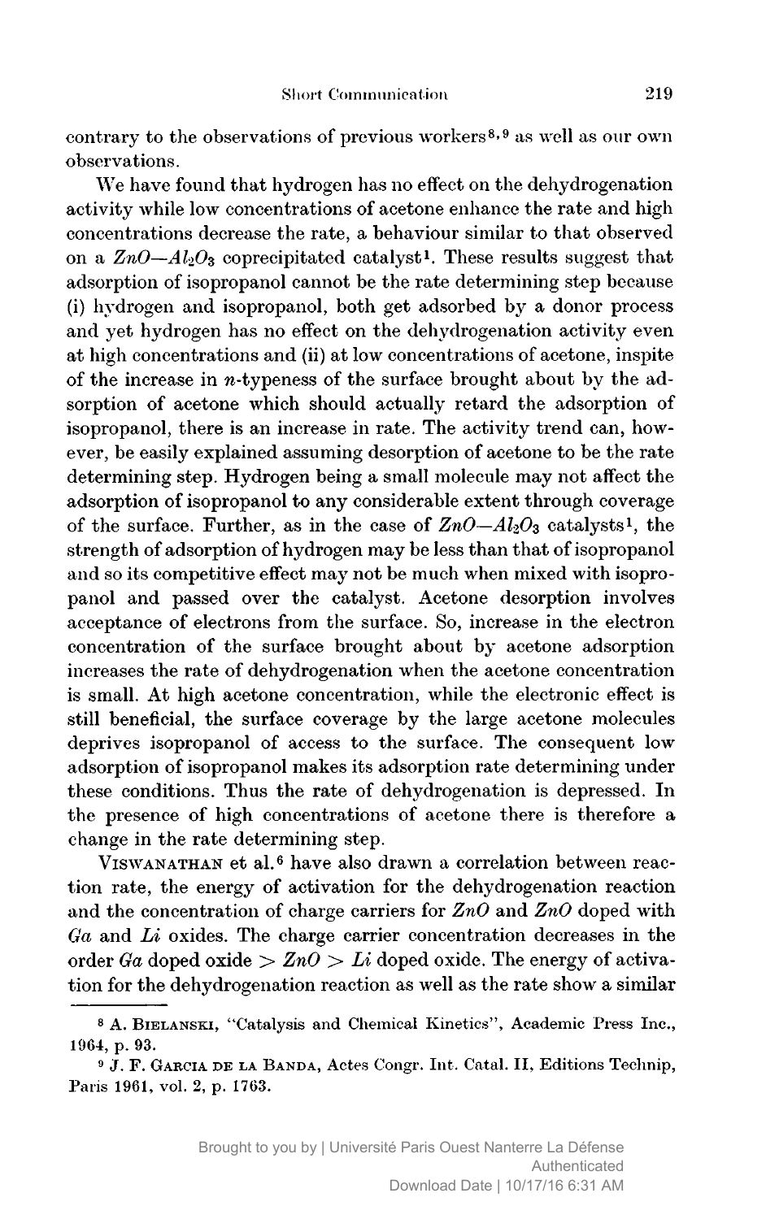contrary to the observations of previous workers[8,9] as well as our own observations.

We have found that hydrogen has no effect on the dehydrogenation activity while low concentrations of acetone enhance the rate and high concentrations decrease the rate, a behaviour similar to that observed on a $ZnO—Al_2O_3$ coprecipitated catalyst[1]. These results suggest that adsorption of isopropanol cannot be the rate determining step because (i) hydrogen and isopropanol, both get adsorbed by a donor process and yet hydrogen has no effect on the dehydrogenation activity even at high concentrations and (ii) at low concentrations of acetone, inspite of the increase in $n$-typeness of the surface brought about by the adsorption of acetone which should actually retard the adsorption of isopropanol, there is an increase in rate. The activity trend can, however, be easily explained assuming desorption of acetone to be the rate determining step. Hydrogen being a small molecule may not affect the adsorption of isopropanol to any considerable extent through coverage of the surface. Further, as in the case of $ZnO—Al_2O_3$ catalysts[1], the strength of adsorption of hydrogen may be less than that of isopropanol and so its competitive effect may not be much when mixed with isopropanol and passed over the catalyst. Acetone desorption involves acceptance of electrons from the surface. So, increase in the electron concentration of the surface brought about by acetone adsorption increases the rate of dehydrogenation when the acetone concentration is small. At high acetone concentration, while the electronic effect is still beneficial, the surface coverage by the large acetone molecules deprives isopropanol of access to the surface. The consequent low adsorption of isopropanol makes its adsorption rate determining under these conditions. Thus the rate of dehydrogenation is depressed. In the presence of high concentrations of acetone there is therefore a change in the rate determining step.

VISWANATHAN et al.[6] have also drawn a correlation between reaction rate, the energy of activation for the dehydrogenation reaction and the concentration of charge carriers for $ZnO$ and $ZnO$ doped with $Ga$ and $Li$ oxides. The charge carrier concentration decreases in the order $Ga$ doped oxide $>$ $ZnO$ $>$ $Li$ doped oxide. The energy of activation for the dehydrogenation reaction as well as the rate show a similar

---

[8] A. BIELANSKI, "Catalysis and Chemical Kinetics", Academic Press Inc., 1964, p. 93.

[9] J. F. GARCIA DE LA BANDA, Actes Congr. Int. Catal. II, Editions Technip, Paris 1961, vol. 2, p. 1763.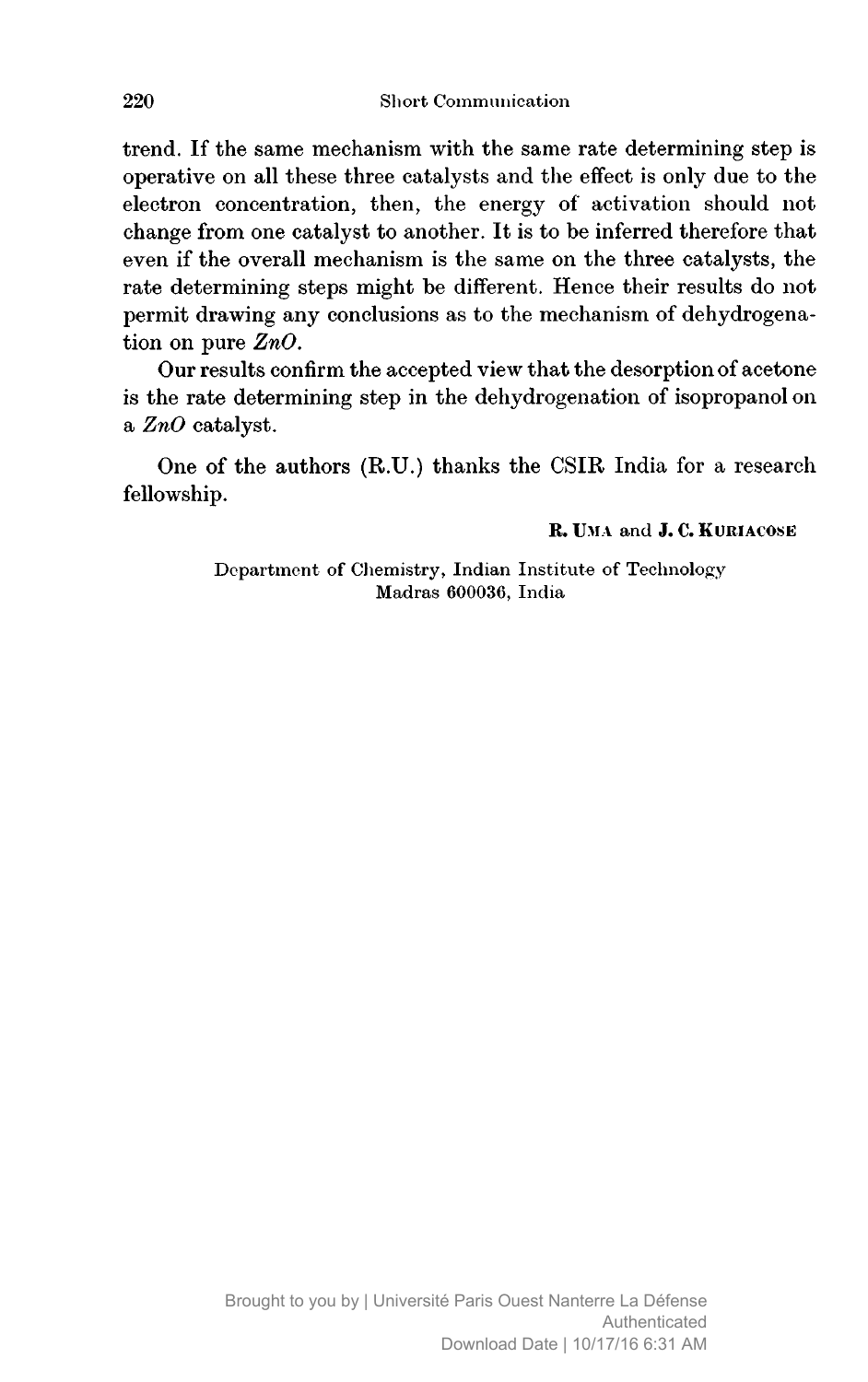trend. If the same mechanism with the same rate determining step is operative on all these three catalysts and the effect is only due to the electron concentration, then, the energy of activation should not change from one catalyst to another. It is to be inferred therefore that even if the overall mechanism is the same on the three catalysts, the rate determining steps might be different. Hence their results do not permit drawing any conclusions as to the mechanism of dehydrogenation on pure *ZnO*.

Our results confirm the accepted view that the desorption of acetone is the rate determining step in the dehydrogenation of isopropanol on a *ZnO* catalyst.

One of the authors (R.U.) thanks the CSIR India for a research fellowship.

**R. Uma** and **J. C. Kuriacose**

Department of Chemistry, Indian Institute of Technology
Madras 600036, India